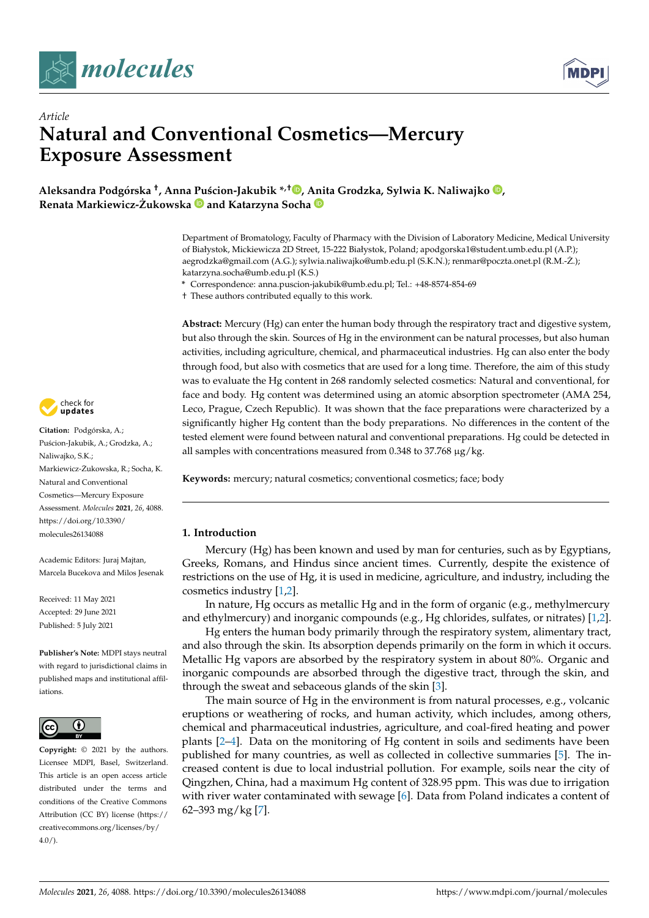*Article*

# Natural and Conventional Cosmetics—Mercury Exposure Assessment

**Aleksandra Podgórska [†], Anna Puścion-Jakubik [*,†], Anita Grodzka, Sylwia K. Naliwajko, Renata Markiewicz-Żukowska and Katarzyna Socha**

Department of Bromatology, Faculty of Pharmacy with the Division of Laboratory Medicine, Medical University of Białystok, Mickiewicza 2D Street, 15-222 Białystok, Poland; apodgorska1@student.umb.edu.pl (A.P.); aegrodzka@gmail.com (A.G.); sylwia.naliwajko@umb.edu.pl (S.K.N.); renmar@poczta.onet.pl (R.M.-Ż.); katarzyna.socha@umb.edu.pl (K.S.)

\* Correspondence: anna.puscion-jakubik@umb.edu.pl; Tel.: +48-8574-854-69

† These authors contributed equally to this work.

**Citation:** Podgórska, A.; Puścion-Jakubik, A.; Grodzka, A.; Naliwajko, S.K.; Markiewicz-Żukowska, R.; Socha, K. Natural and Conventional Cosmetics—Mercury Exposure Assessment. *Molecules* **2021**, *26*, 4088. https://doi.org/10.3390/molecules26134088

Academic Editors: Juraj Majtan, Marcela Bucekova and Milos Jesenak

Received: 11 May 2021
Accepted: 29 June 2021
Published: 5 July 2021

**Publisher's Note:** MDPI stays neutral with regard to jurisdictional claims in published maps and institutional affiliations.

**Copyright:** © 2021 by the authors. Licensee MDPI, Basel, Switzerland. This article is an open access article distributed under the terms and conditions of the Creative Commons Attribution (CC BY) license (https://creativecommons.org/licenses/by/4.0/).

**Abstract:** Mercury (Hg) can enter the human body through the respiratory tract and digestive system, but also through the skin. Sources of Hg in the environment can be natural processes, but also human activities, including agriculture, chemical, and pharmaceutical industries. Hg can also enter the body through food, but also with cosmetics that are used for a long time. Therefore, the aim of this study was to evaluate the Hg content in 268 randomly selected cosmetics: Natural and conventional, for face and body. Hg content was determined using an atomic absorption spectrometer (AMA 254, Leco, Prague, Czech Republic). It was shown that the face preparations were characterized by a significantly higher Hg content than the body preparations. No differences in the content of the tested element were found between natural and conventional preparations. Hg could be detected in all samples with concentrations measured from 0.348 to 37.768 μg/kg.

**Keywords:** mercury; natural cosmetics; conventional cosmetics; face; body

## 1. Introduction

Mercury (Hg) has been known and used by man for centuries, such as by Egyptians, Greeks, Romans, and Hindus since ancient times. Currently, despite the existence of restrictions on the use of Hg, it is used in medicine, agriculture, and industry, including the cosmetics industry [1,2].

In nature, Hg occurs as metallic Hg and in the form of organic (e.g., methylmercury and ethylmercury) and inorganic compounds (e.g., Hg chlorides, sulfates, or nitrates) [1,2].

Hg enters the human body primarily through the respiratory system, alimentary tract, and also through the skin. Its absorption depends primarily on the form in which it occurs. Metallic Hg vapors are absorbed by the respiratory system in about 80%. Organic and inorganic compounds are absorbed through the digestive tract, through the skin, and through the sweat and sebaceous glands of the skin [3].

The main source of Hg in the environment is from natural processes, e.g., volcanic eruptions or weathering of rocks, and human activity, which includes, among others, chemical and pharmaceutical industries, agriculture, and coal-fired heating and power plants [2–4]. Data on the monitoring of Hg content in soils and sediments have been published for many countries, as well as collected in collective summaries [5]. The increased content is due to local industrial pollution. For example, soils near the city of Qingzhen, China, had a maximum Hg content of 328.95 ppm. This was due to irrigation with river water contaminated with sewage [6]. Data from Poland indicates a content of 62–393 mg/kg [7].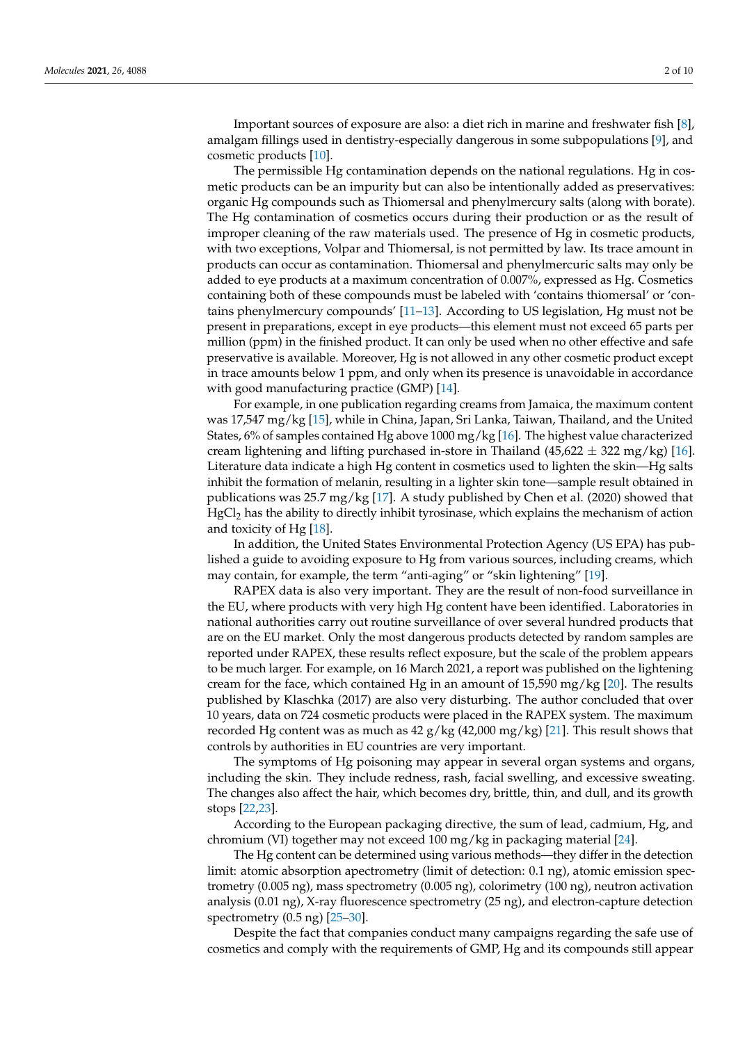Important sources of exposure are also: a diet rich in marine and freshwater fish [8], amalgam fillings used in dentistry-especially dangerous in some subpopulations [9], and cosmetic products [10].

The permissible Hg contamination depends on the national regulations. Hg in cosmetic products can be an impurity but can also be intentionally added as preservatives: organic Hg compounds such as Thiomersal and phenylmercury salts (along with borate). The Hg contamination of cosmetics occurs during their production or as the result of improper cleaning of the raw materials used. The presence of Hg in cosmetic products, with two exceptions, Volpar and Thiomersal, is not permitted by law. Its trace amount in products can occur as contamination. Thiomersal and phenylmercuric salts may only be added to eye products at a maximum concentration of 0.007%, expressed as Hg. Cosmetics containing both of these compounds must be labeled with 'contains thiomersal' or 'contains phenylmercury compounds' [11–13]. According to US legislation, Hg must not be present in preparations, except in eye products—this element must not exceed 65 parts per million (ppm) in the finished product. It can only be used when no other effective and safe preservative is available. Moreover, Hg is not allowed in any other cosmetic product except in trace amounts below 1 ppm, and only when its presence is unavoidable in accordance with good manufacturing practice (GMP) [14].

For example, in one publication regarding creams from Jamaica, the maximum content was 17,547 mg/kg [15], while in China, Japan, Sri Lanka, Taiwan, Thailand, and the United States, 6% of samples contained Hg above 1000 mg/kg [16]. The highest value characterized cream lightening and lifting purchased in-store in Thailand (45,622 ± 322 mg/kg) [16]. Literature data indicate a high Hg content in cosmetics used to lighten the skin—Hg salts inhibit the formation of melanin, resulting in a lighter skin tone—sample result obtained in publications was 25.7 mg/kg [17]. A study published by Chen et al. (2020) showed that $HgCl_2$ has the ability to directly inhibit tyrosinase, which explains the mechanism of action and toxicity of Hg [18].

In addition, the United States Environmental Protection Agency (US EPA) has published a guide to avoiding exposure to Hg from various sources, including creams, which may contain, for example, the term "anti-aging" or "skin lightening" [19].

RAPEX data is also very important. They are the result of non-food surveillance in the EU, where products with very high Hg content have been identified. Laboratories in national authorities carry out routine surveillance of over several hundred products that are on the EU market. Only the most dangerous products detected by random samples are reported under RAPEX, these results reflect exposure, but the scale of the problem appears to be much larger. For example, on 16 March 2021, a report was published on the lightening cream for the face, which contained Hg in an amount of 15,590 mg/kg [20]. The results published by Klaschka (2017) are also very disturbing. The author concluded that over 10 years, data on 724 cosmetic products were placed in the RAPEX system. The maximum recorded Hg content was as much as 42 g/kg (42,000 mg/kg) [21]. This result shows that controls by authorities in EU countries are very important.

The symptoms of Hg poisoning may appear in several organ systems and organs, including the skin. They include redness, rash, facial swelling, and excessive sweating. The changes also affect the hair, which becomes dry, brittle, thin, and dull, and its growth stops [22,23].

According to the European packaging directive, the sum of lead, cadmium, Hg, and chromium (VI) together may not exceed 100 mg/kg in packaging material [24].

The Hg content can be determined using various methods—they differ in the detection limit: atomic absorption apectrometry (limit of detection: 0.1 ng), atomic emission spectrometry (0.005 ng), mass spectrometry (0.005 ng), colorimetry (100 ng), neutron activation analysis (0.01 ng), X-ray fluorescence spectrometry (25 ng), and electron-capture detection spectrometry (0.5 ng) [25–30].

Despite the fact that companies conduct many campaigns regarding the safe use of cosmetics and comply with the requirements of GMP, Hg and its compounds still appear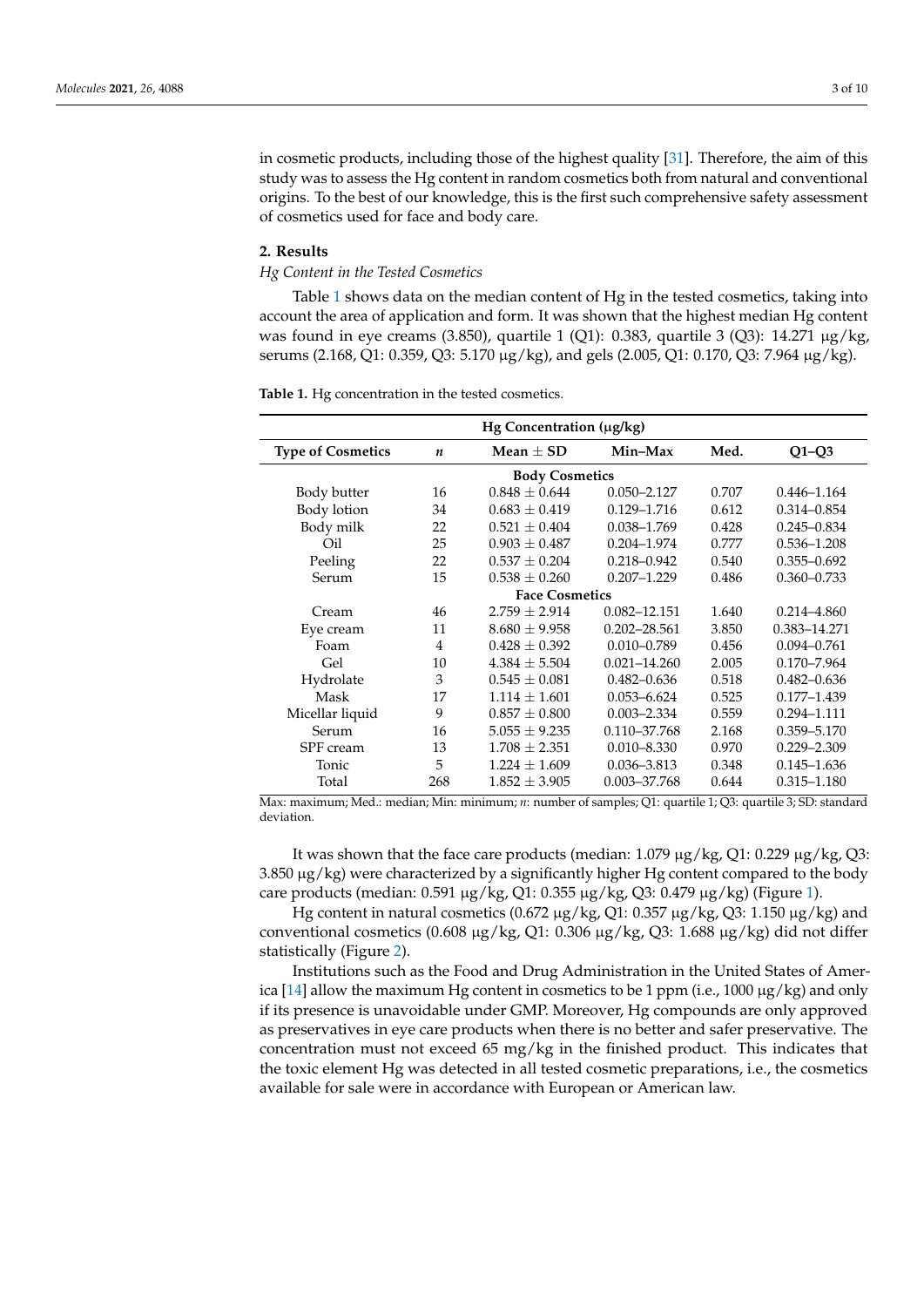in cosmetic products, including those of the highest quality [31]. Therefore, the aim of this study was to assess the Hg content in random cosmetics both from natural and conventional origins. To the best of our knowledge, this is the first such comprehensive safety assessment of cosmetics used for face and body care.

## 2. Results

### *Hg Content in the Tested Cosmetics*

Table 1 shows data on the median content of Hg in the tested cosmetics, taking into account the area of application and form. It was shown that the highest median Hg content was found in eye creams (3.850), quartile 1 (Q1): 0.383, quartile 3 (Q3): 14.271 μg/kg, serums (2.168, Q1: 0.359, Q3: 5.170 μg/kg), and gels (2.005, Q1: 0.170, Q3: 7.964 μg/kg).

**Table 1.** Hg concentration in the tested cosmetics.

| Hg Concentration (μg/kg) | | | | | |
|---|---|---|---|---|---|
| **Type of Cosmetics** | ***n*** | **Mean ± SD** | **Min–Max** | **Med.** | **Q1–Q3** |
| **Body Cosmetics** | | | | | |
| Body butter | 16 | 0.848 ± 0.644 | 0.050–2.127 | 0.707 | 0.446–1.164 |
| Body lotion | 34 | 0.683 ± 0.419 | 0.129–1.716 | 0.612 | 0.314–0.854 |
| Body milk | 22 | 0.521 ± 0.404 | 0.038–1.769 | 0.428 | 0.245–0.834 |
| Oil | 25 | 0.903 ± 0.487 | 0.204–1.974 | 0.777 | 0.536–1.208 |
| Peeling | 22 | 0.537 ± 0.204 | 0.218–0.942 | 0.540 | 0.355–0.692 |
| Serum | 15 | 0.538 ± 0.260 | 0.207–1.229 | 0.486 | 0.360–0.733 |
| **Face Cosmetics** | | | | | |
| Cream | 46 | 2.759 ± 2.914 | 0.082–12.151 | 1.640 | 0.214–4.860 |
| Eye cream | 11 | 8.680 ± 9.958 | 0.202–28.561 | 3.850 | 0.383–14.271 |
| Foam | 4 | 0.428 ± 0.392 | 0.010–0.789 | 0.456 | 0.094–0.761 |
| Gel | 10 | 4.384 ± 5.504 | 0.021–14.260 | 2.005 | 0.170–7.964 |
| Hydrolate | 3 | 0.545 ± 0.081 | 0.482–0.636 | 0.518 | 0.482–0.636 |
| Mask | 17 | 1.114 ± 1.601 | 0.053–6.624 | 0.525 | 0.177–1.439 |
| Micellar liquid | 9 | 0.857 ± 0.800 | 0.003–2.334 | 0.559 | 0.294–1.111 |
| Serum | 16 | 5.055 ± 9.235 | 0.110–37.768 | 2.168 | 0.359–5.170 |
| SPF cream | 13 | 1.708 ± 2.351 | 0.010–8.330 | 0.970 | 0.229–2.309 |
| Tonic | 5 | 1.224 ± 1.609 | 0.036–3.813 | 0.348 | 0.145–1.636 |
| Total | 268 | 1.852 ± 3.905 | 0.003–37.768 | 0.644 | 0.315–1.180 |

Max: maximum; Med.: median; Min: minimum; *n*: number of samples; Q1: quartile 1; Q3: quartile 3; SD: standard deviation.

It was shown that the face care products (median: 1.079 μg/kg, Q1: 0.229 μg/kg, Q3: 3.850 μg/kg) were characterized by a significantly higher Hg content compared to the body care products (median: 0.591 μg/kg, Q1: 0.355 μg/kg, Q3: 0.479 μg/kg) (Figure 1).

Hg content in natural cosmetics (0.672 μg/kg, Q1: 0.357 μg/kg, Q3: 1.150 μg/kg) and conventional cosmetics (0.608 μg/kg, Q1: 0.306 μg/kg, Q3: 1.688 μg/kg) did not differ statistically (Figure 2).

Institutions such as the Food and Drug Administration in the United States of America [14] allow the maximum Hg content in cosmetics to be 1 ppm (i.e., 1000 μg/kg) and only if its presence is unavoidable under GMP. Moreover, Hg compounds are only approved as preservatives in eye care products when there is no better and safer preservative. The concentration must not exceed 65 mg/kg in the finished product. This indicates that the toxic element Hg was detected in all tested cosmetic preparations, i.e., the cosmetics available for sale were in accordance with European or American law.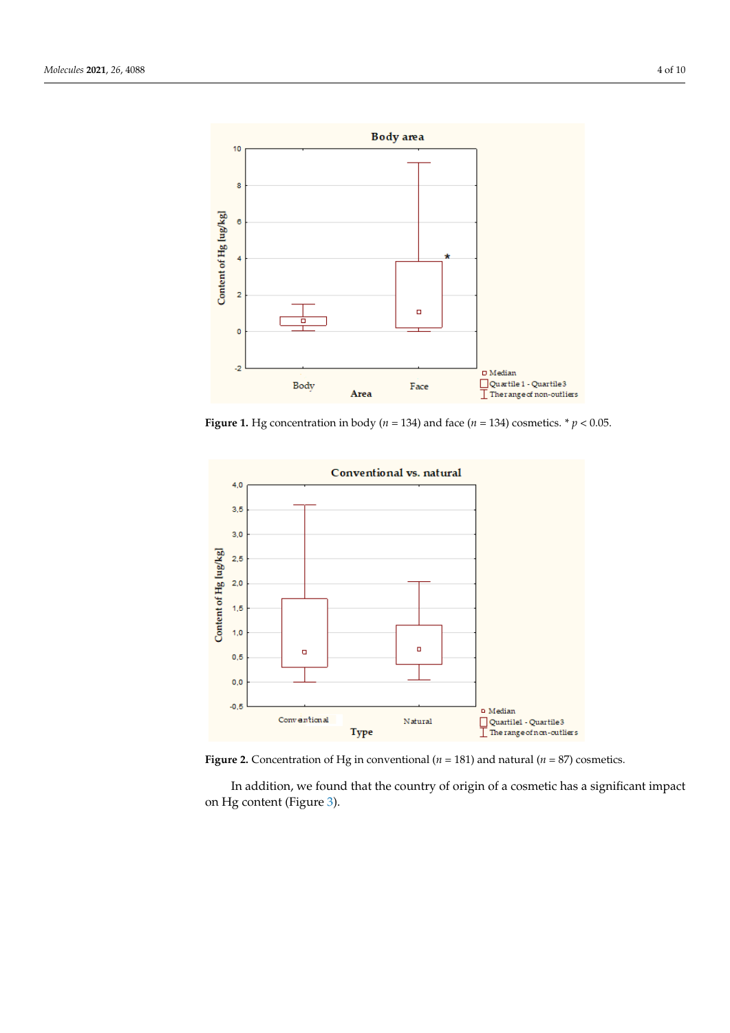**Figure 1.** Hg concentration in body ($n$ = 134) and face ($n$ = 134) cosmetics. * $p < 0.05$.

**Figure 2.** Concentration of Hg in conventional ($n$ = 181) and natural ($n$ = 87) cosmetics.

In addition, we found that the country of origin of a cosmetic has a significant impact on Hg content (Figure 3).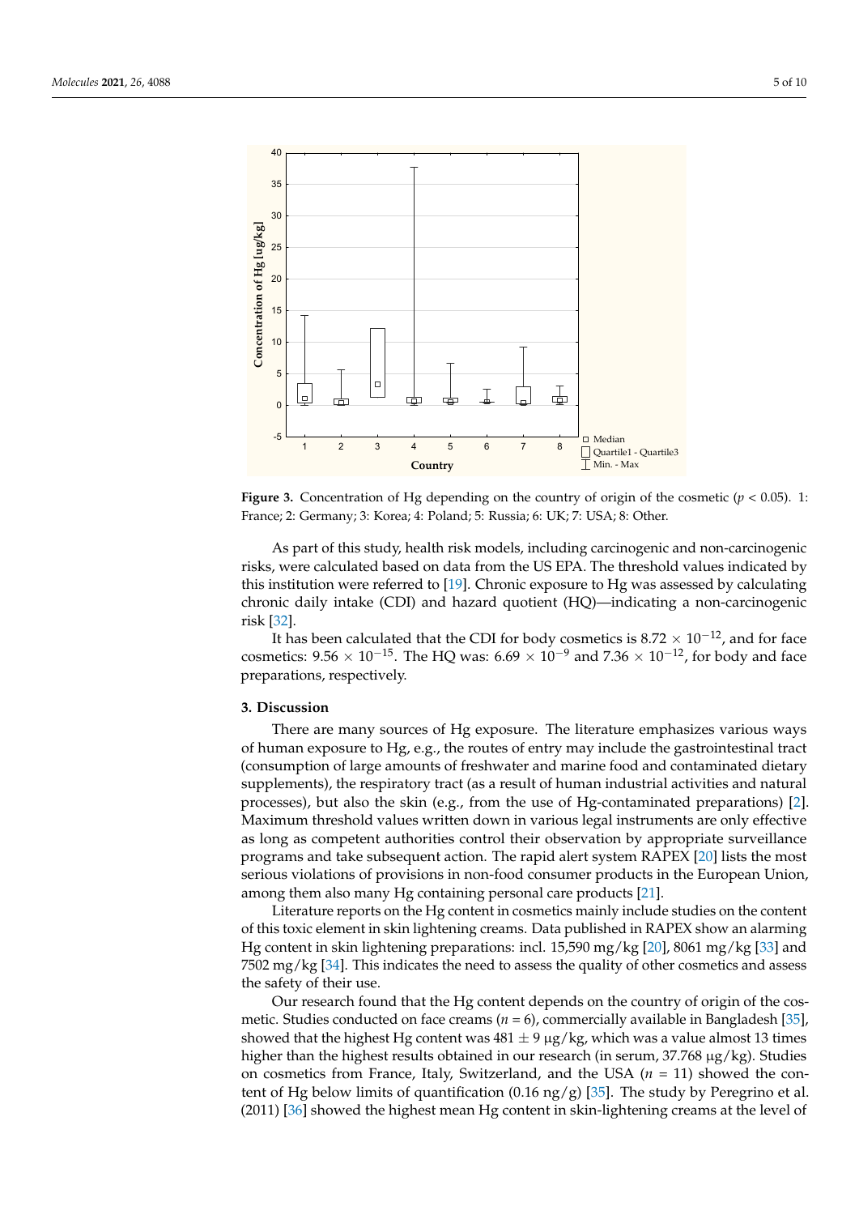**Figure 3.** Concentration of Hg depending on the country of origin of the cosmetic ($p < 0.05$). 1: France; 2: Germany; 3: Korea; 4: Poland; 5: Russia; 6: UK; 7: USA; 8: Other.

As part of this study, health risk models, including carcinogenic and non-carcinogenic risks, were calculated based on data from the US EPA. The threshold values indicated by this institution were referred to [19]. Chronic exposure to Hg was assessed by calculating chronic daily intake (CDI) and hazard quotient (HQ)—indicating a non-carcinogenic risk [32].

It has been calculated that the CDI for body cosmetics is $8.72 \times 10^{-12}$, and for face cosmetics: $9.56 \times 10^{-15}$. The HQ was: $6.69 \times 10^{-9}$ and $7.36 \times 10^{-12}$, for body and face preparations, respectively.

## 3. Discussion

There are many sources of Hg exposure. The literature emphasizes various ways of human exposure to Hg, e.g., the routes of entry may include the gastrointestinal tract (consumption of large amounts of freshwater and marine food and contaminated dietary supplements), the respiratory tract (as a result of human industrial activities and natural processes), but also the skin (e.g., from the use of Hg-contaminated preparations) [2]. Maximum threshold values written down in various legal instruments are only effective as long as competent authorities control their observation by appropriate surveillance programs and take subsequent action. The rapid alert system RAPEX [20] lists the most serious violations of provisions in non-food consumer products in the European Union, among them also many Hg containing personal care products [21].

Literature reports on the Hg content in cosmetics mainly include studies on the content of this toxic element in skin lightening creams. Data published in RAPEX show an alarming Hg content in skin lightening preparations: incl. 15,590 mg/kg [20], 8061 mg/kg [33] and 7502 mg/kg [34]. This indicates the need to assess the quality of other cosmetics and assess the safety of their use.

Our research found that the Hg content depends on the country of origin of the cosmetic. Studies conducted on face creams ($n = 6$), commercially available in Bangladesh [35], showed that the highest Hg content was $481 \pm 9$ μg/kg, which was a value almost 13 times higher than the highest results obtained in our research (in serum, 37.768 μg/kg). Studies on cosmetics from France, Italy, Switzerland, and the USA ($n = 11$) showed the content of Hg below limits of quantification (0.16 ng/g) [35]. The study by Peregrino et al. (2011) [36] showed the highest mean Hg content in skin-lightening creams at the level of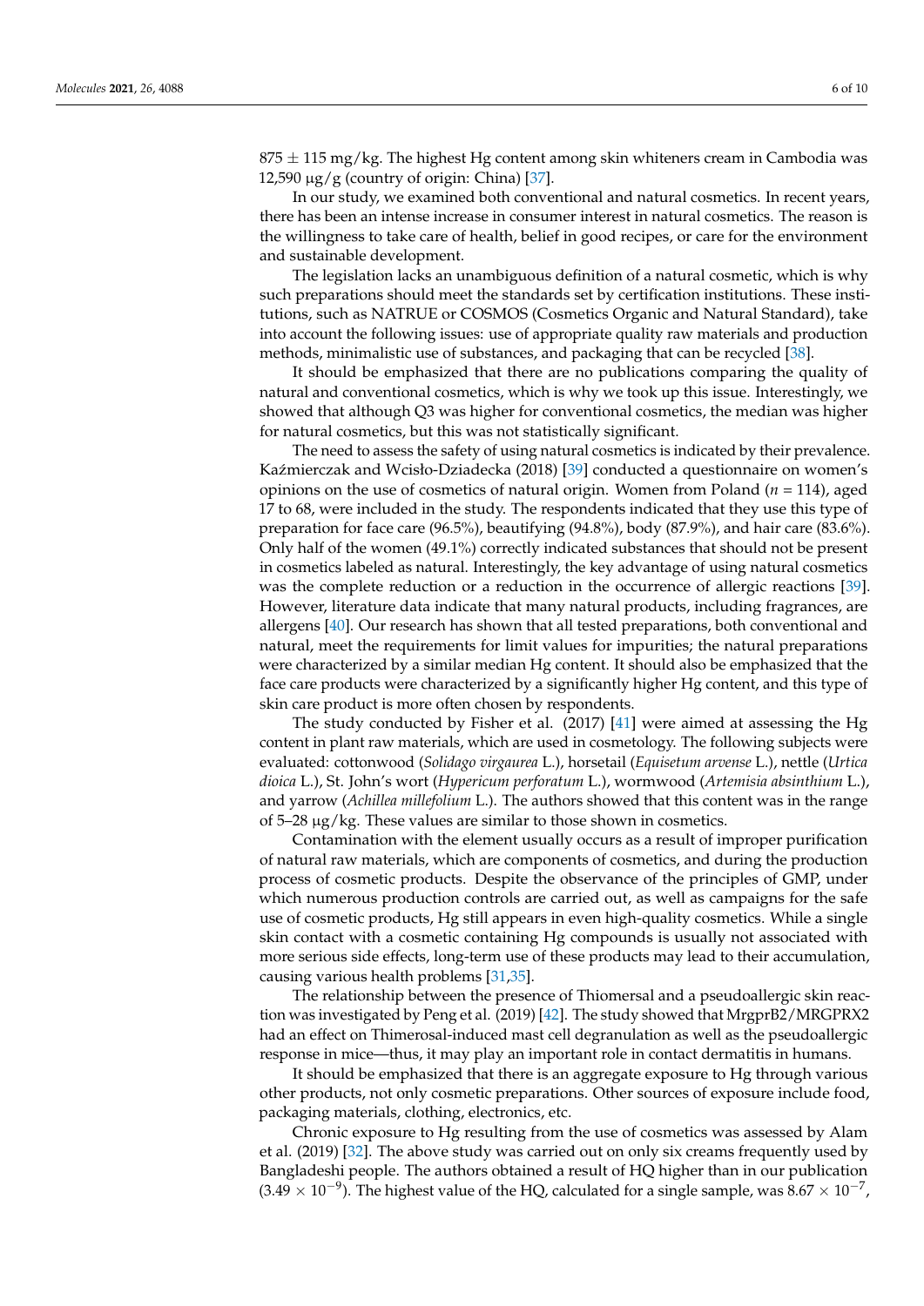875 ± 115 mg/kg. The highest Hg content among skin whiteners cream in Cambodia was 12,590 μg/g (country of origin: China) [37].

In our study, we examined both conventional and natural cosmetics. In recent years, there has been an intense increase in consumer interest in natural cosmetics. The reason is the willingness to take care of health, belief in good recipes, or care for the environment and sustainable development.

The legislation lacks an unambiguous definition of a natural cosmetic, which is why such preparations should meet the standards set by certification institutions. These institutions, such as NATRUE or COSMOS (Cosmetics Organic and Natural Standard), take into account the following issues: use of appropriate quality raw materials and production methods, minimalistic use of substances, and packaging that can be recycled [38].

It should be emphasized that there are no publications comparing the quality of natural and conventional cosmetics, which is why we took up this issue. Interestingly, we showed that although Q3 was higher for conventional cosmetics, the median was higher for natural cosmetics, but this was not statistically significant.

The need to assess the safety of using natural cosmetics is indicated by their prevalence. Kaźmierczak and Wcisło-Dziadecka (2018) [39] conducted a questionnaire on women's opinions on the use of cosmetics of natural origin. Women from Poland ($n$ = 114), aged 17 to 68, were included in the study. The respondents indicated that they use this type of preparation for face care (96.5%), beautifying (94.8%), body (87.9%), and hair care (83.6%). Only half of the women (49.1%) correctly indicated substances that should not be present in cosmetics labeled as natural. Interestingly, the key advantage of using natural cosmetics was the complete reduction or a reduction in the occurrence of allergic reactions [39]. However, literature data indicate that many natural products, including fragrances, are allergens [40]. Our research has shown that all tested preparations, both conventional and natural, meet the requirements for limit values for impurities; the natural preparations were characterized by a similar median Hg content. It should also be emphasized that the face care products were characterized by a significantly higher Hg content, and this type of skin care product is more often chosen by respondents.

The study conducted by Fisher et al. (2017) [41] were aimed at assessing the Hg content in plant raw materials, which are used in cosmetology. The following subjects were evaluated: cottonwood (*Solidago virgaurea* L.), horsetail (*Equisetum arvense* L.), nettle (*Urtica dioica* L.), St. John's wort (*Hypericum perforatum* L.), wormwood (*Artemisia absinthium* L.), and yarrow (*Achillea millefolium* L.). The authors showed that this content was in the range of 5–28 μg/kg. These values are similar to those shown in cosmetics.

Contamination with the element usually occurs as a result of improper purification of natural raw materials, which are components of cosmetics, and during the production process of cosmetic products. Despite the observance of the principles of GMP, under which numerous production controls are carried out, as well as campaigns for the safe use of cosmetic products, Hg still appears in even high-quality cosmetics. While a single skin contact with a cosmetic containing Hg compounds is usually not associated with more serious side effects, long-term use of these products may lead to their accumulation, causing various health problems [31,35].

The relationship between the presence of Thiomersal and a pseudoallergic skin reaction was investigated by Peng et al. (2019) [42]. The study showed that MrgprB2/MRGPRX2 had an effect on Thimerosal-induced mast cell degranulation as well as the pseudoallergic response in mice—thus, it may play an important role in contact dermatitis in humans.

It should be emphasized that there is an aggregate exposure to Hg through various other products, not only cosmetic preparations. Other sources of exposure include food, packaging materials, clothing, electronics, etc.

Chronic exposure to Hg resulting from the use of cosmetics was assessed by Alam et al. (2019) [32]. The above study was carried out on only six creams frequently used by Bangladeshi people. The authors obtained a result of HQ higher than in our publication ($3.49 \times 10^{-9}$). The highest value of the HQ, calculated for a single sample, was $8.67 \times 10^{-7}$,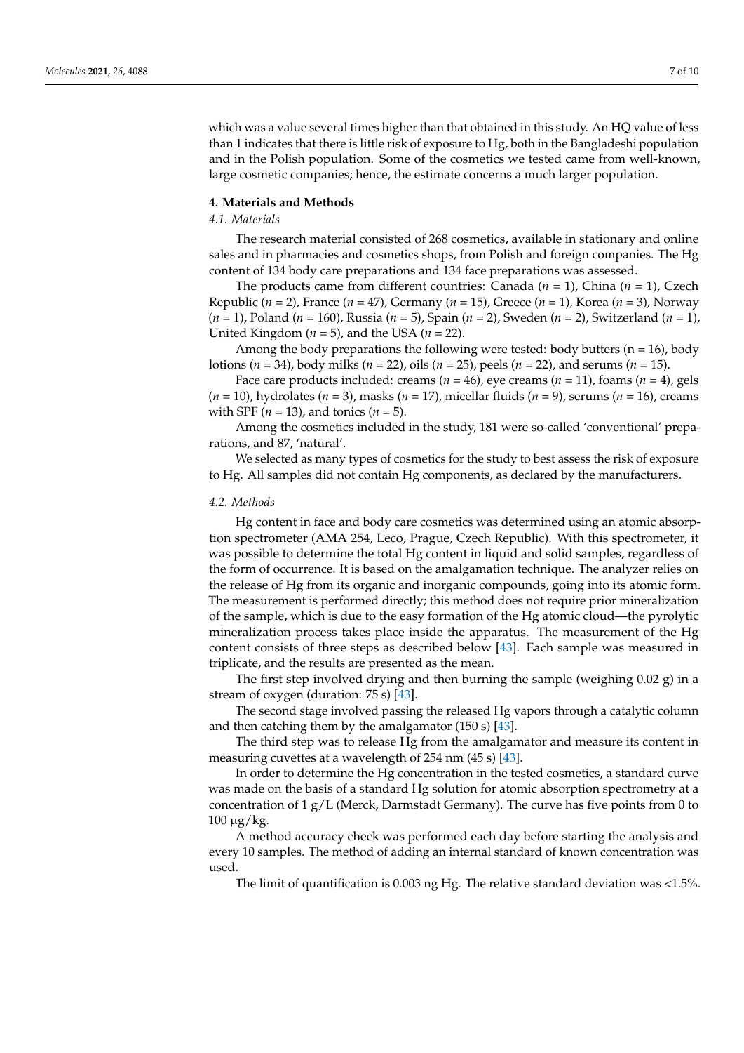which was a value several times higher than that obtained in this study. An HQ value of less than 1 indicates that there is little risk of exposure to Hg, both in the Bangladeshi population and in the Polish population. Some of the cosmetics we tested came from well-known, large cosmetic companies; hence, the estimate concerns a much larger population.

## 4. Materials and Methods

### *4.1. Materials*

The research material consisted of 268 cosmetics, available in stationary and online sales and in pharmacies and cosmetics shops, from Polish and foreign companies. The Hg content of 134 body care preparations and 134 face preparations was assessed.

The products came from different countries: Canada ($n = 1$), China ($n = 1$), Czech Republic ($n = 2$), France ($n = 47$), Germany ($n = 15$), Greece ($n = 1$), Korea ($n = 3$), Norway ($n = 1$), Poland ($n = 160$), Russia ($n = 5$), Spain ($n = 2$), Sweden ($n = 2$), Switzerland ($n = 1$), United Kingdom ($n = 5$), and the USA ($n = 22$).

Among the body preparations the following were tested: body butters ($n = 16$), body lotions ($n = 34$), body milks ($n = 22$), oils ($n = 25$), peels ($n = 22$), and serums ($n = 15$).

Face care products included: creams ($n = 46$), eye creams ($n = 11$), foams ($n = 4$), gels ($n = 10$), hydrolates ($n = 3$), masks ($n = 17$), micellar fluids ($n = 9$), serums ($n = 16$), creams with SPF ($n = 13$), and tonics ($n = 5$).

Among the cosmetics included in the study, 181 were so-called 'conventional' preparations, and 87, 'natural'.

We selected as many types of cosmetics for the study to best assess the risk of exposure to Hg. All samples did not contain Hg components, as declared by the manufacturers.

### *4.2. Methods*

Hg content in face and body care cosmetics was determined using an atomic absorption spectrometer (AMA 254, Leco, Prague, Czech Republic). With this spectrometer, it was possible to determine the total Hg content in liquid and solid samples, regardless of the form of occurrence. It is based on the amalgamation technique. The analyzer relies on the release of Hg from its organic and inorganic compounds, going into its atomic form. The measurement is performed directly; this method does not require prior mineralization of the sample, which is due to the easy formation of the Hg atomic cloud—the pyrolytic mineralization process takes place inside the apparatus. The measurement of the Hg content consists of three steps as described below [43]. Each sample was measured in triplicate, and the results are presented as the mean.

The first step involved drying and then burning the sample (weighing 0.02 g) in a stream of oxygen (duration: 75 s) [43].

The second stage involved passing the released Hg vapors through a catalytic column and then catching them by the amalgamator (150 s) [43].

The third step was to release Hg from the amalgamator and measure its content in measuring cuvettes at a wavelength of 254 nm (45 s) [43].

In order to determine the Hg concentration in the tested cosmetics, a standard curve was made on the basis of a standard Hg solution for atomic absorption spectrometry at a concentration of 1 g/L (Merck, Darmstadt Germany). The curve has five points from 0 to 100 μg/kg.

A method accuracy check was performed each day before starting the analysis and every 10 samples. The method of adding an internal standard of known concentration was used.

The limit of quantification is 0.003 ng Hg. The relative standard deviation was <1.5%.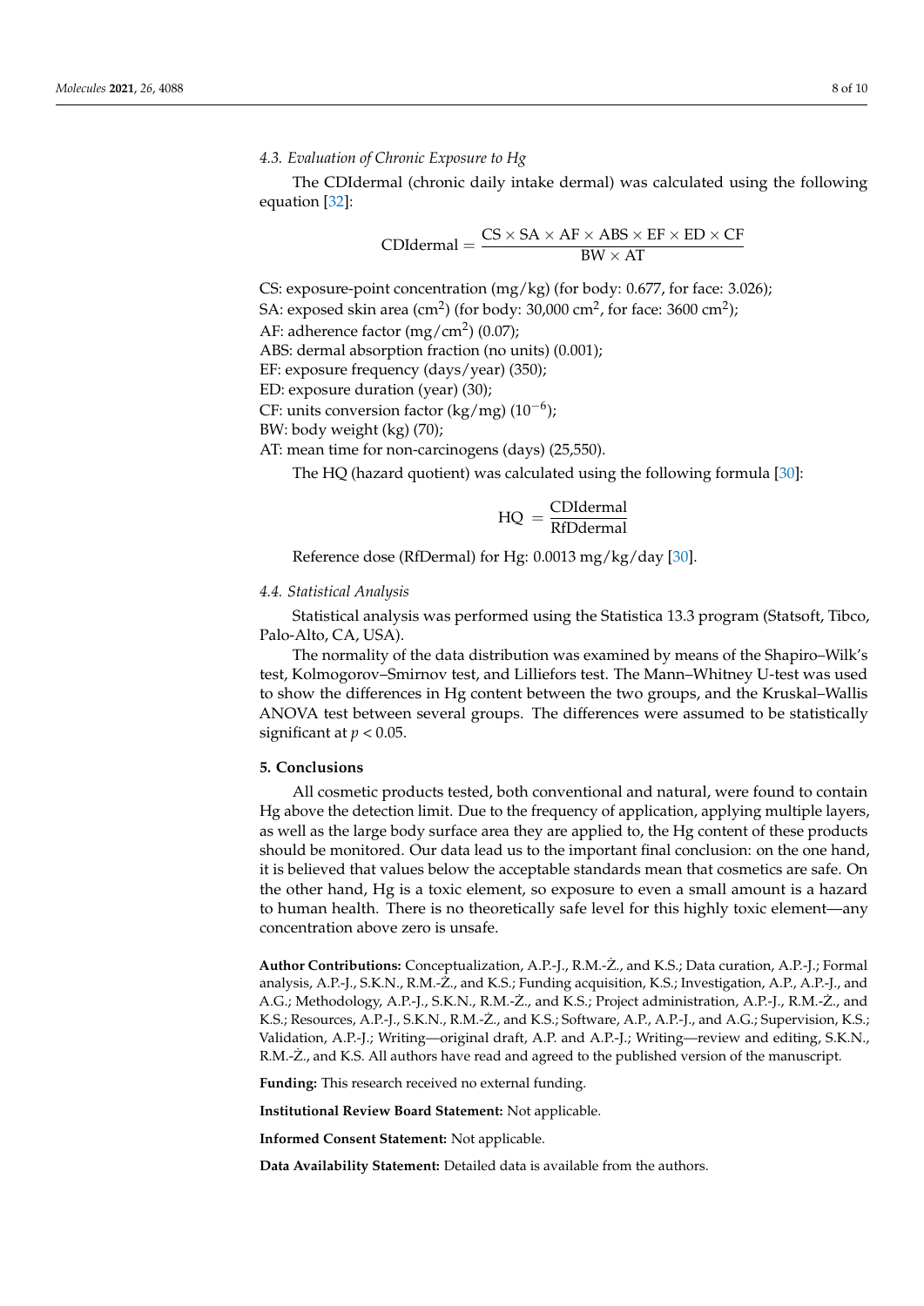### 4.3. Evaluation of Chronic Exposure to Hg

The CDIdermal (chronic daily intake dermal) was calculated using the following equation [32]:

$$\text{CDIdermal} = \frac{\text{CS} \times \text{SA} \times \text{AF} \times \text{ABS} \times \text{EF} \times \text{ED} \times \text{CF}}{\text{BW} \times \text{AT}}$$

CS: exposure-point concentration (mg/kg) (for body: 0.677, for face: 3.026);
SA: exposed skin area ($cm^2$) (for body: 30,000 $cm^2$, for face: 3600 $cm^2$);
AF: adherence factor ($mg/cm^2$) (0.07);
ABS: dermal absorption fraction (no units) (0.001);
EF: exposure frequency (days/year) (350);
ED: exposure duration (year) (30);
CF: units conversion factor (kg/mg) ($10^{-6}$);
BW: body weight (kg) (70);
AT: mean time for non-carcinogens (days) (25,550).

The HQ (hazard quotient) was calculated using the following formula [30]:

$$\text{HQ} = \frac{\text{CDIdermal}}{\text{RfDdermal}}$$

Reference dose (RfDermal) for Hg: 0.0013 mg/kg/day [30].

### 4.4. Statistical Analysis

Statistical analysis was performed using the Statistica 13.3 program (Statsoft, Tibco, Palo-Alto, CA, USA).

The normality of the data distribution was examined by means of the Shapiro–Wilk's test, Kolmogorov–Smirnov test, and Lilliefors test. The Mann–Whitney U-test was used to show the differences in Hg content between the two groups, and the Kruskal–Wallis ANOVA test between several groups. The differences were assumed to be statistically significant at $p < 0.05$.

## 5. Conclusions

All cosmetic products tested, both conventional and natural, were found to contain Hg above the detection limit. Due to the frequency of application, applying multiple layers, as well as the large body surface area they are applied to, the Hg content of these products should be monitored. Our data lead us to the important final conclusion: on the one hand, it is believed that values below the acceptable standards mean that cosmetics are safe. On the other hand, Hg is a toxic element, so exposure to even a small amount is a hazard to human health. There is no theoretically safe level for this highly toxic element—any concentration above zero is unsafe.

**Author Contributions:** Conceptualization, A.P.-J., R.M.-Ż., and K.S.; Data curation, A.P.-J.; Formal analysis, A.P.-J., S.K.N., R.M.-Ż., and K.S.; Funding acquisition, K.S.; Investigation, A.P., A.P.-J., and A.G.; Methodology, A.P.-J., S.K.N., R.M.-Ż., and K.S.; Project administration, A.P.-J., R.M.-Ż., and K.S.; Resources, A.P.-J., S.K.N., R.M.-Ż., and K.S.; Software, A.P., A.P.-J., and A.G.; Supervision, K.S.; Validation, A.P.-J.; Writing—original draft, A.P. and A.P.-J.; Writing—review and editing, S.K.N., R.M.-Ż., and K.S. All authors have read and agreed to the published version of the manuscript.

**Funding:** This research received no external funding.

**Institutional Review Board Statement:** Not applicable.

**Informed Consent Statement:** Not applicable.

**Data Availability Statement:** Detailed data is available from the authors.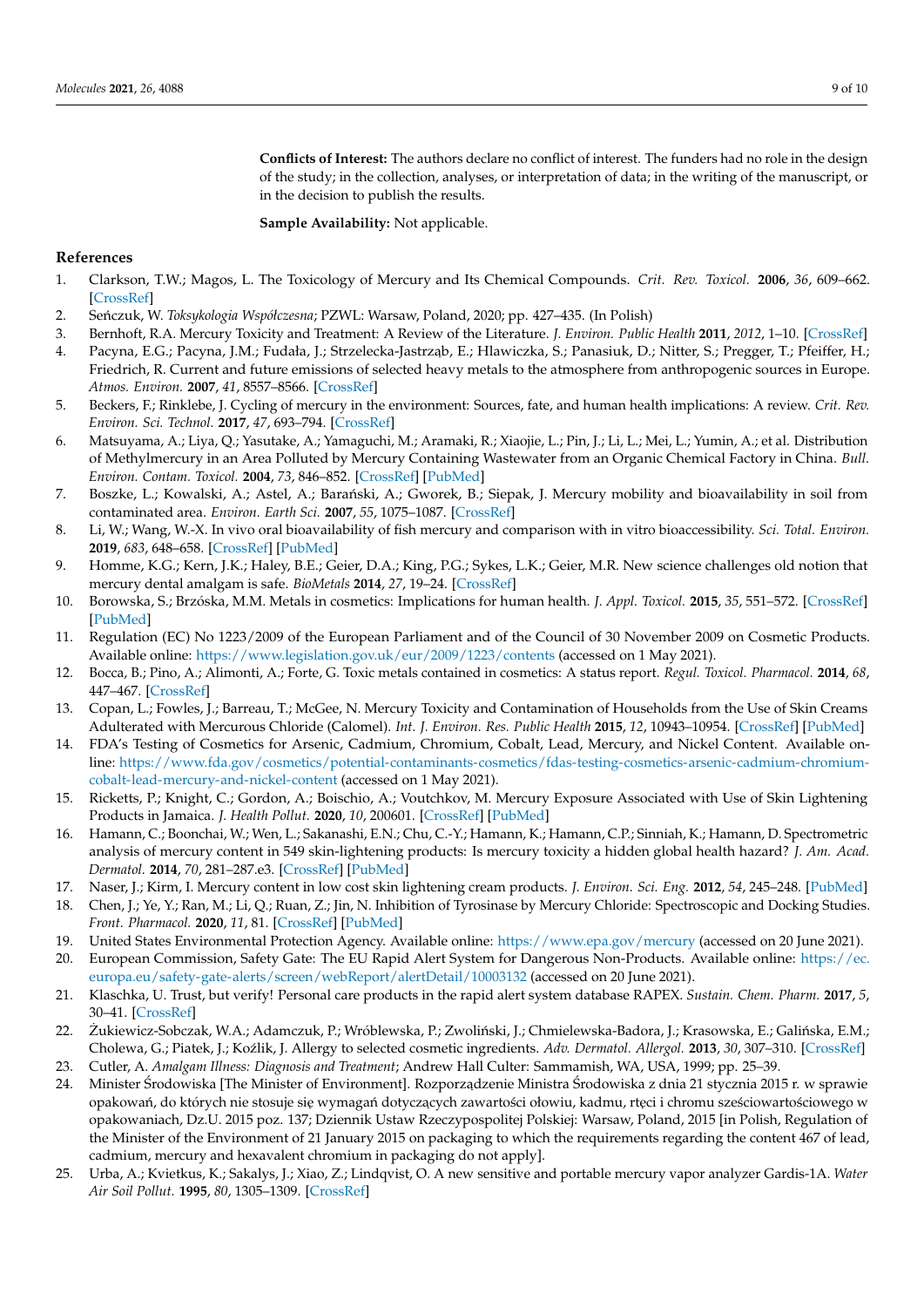**Conflicts of Interest:** The authors declare no conflict of interest. The funders had no role in the design of the study; in the collection, analyses, or interpretation of data; in the writing of the manuscript, or in the decision to publish the results.

**Sample Availability:** Not applicable.

## References

1. Clarkson, T.W.; Magos, L. The Toxicology of Mercury and Its Chemical Compounds. *Crit. Rev. Toxicol.* **2006**, *36*, 609–662. [CrossRef]
2. Seńczuk, W. *Toksykologia Współczesna*; PZWL: Warsaw, Poland, 2020; pp. 427–435. (In Polish)
3. Bernhoft, R.A. Mercury Toxicity and Treatment: A Review of the Literature. *J. Environ. Public Health* **2011**, *2012*, 1–10. [CrossRef]
4. Pacyna, E.G.; Pacyna, J.M.; Fudała, J.; Strzelecka-Jastrząb, E.; Hlawiczka, S.; Panasiuk, D.; Nitter, S.; Pregger, T.; Pfeiffer, H.; Friedrich, R. Current and future emissions of selected heavy metals to the atmosphere from anthropogenic sources in Europe. *Atmos. Environ.* **2007**, *41*, 8557–8566. [CrossRef]
5. Beckers, F.; Rinklebe, J. Cycling of mercury in the environment: Sources, fate, and human health implications: A review. *Crit. Rev. Environ. Sci. Technol.* **2017**, *47*, 693–794. [CrossRef]
6. Matsuyama, A.; Liya, Q.; Yasutake, A.; Yamaguchi, M.; Aramaki, R.; Xiaojie, L.; Pin, J.; Li, L.; Mei, L.; Yumin, A.; et al. Distribution of Methylmercury in an Area Polluted by Mercury Containing Wastewater from an Organic Chemical Factory in China. *Bull. Environ. Contam. Toxicol.* **2004**, *73*, 846–852. [CrossRef] [PubMed]
7. Boszke, L.; Kowalski, A.; Astel, A.; Barański, A.; Gworek, B.; Siepak, J. Mercury mobility and bioavailability in soil from contaminated area. *Environ. Earth Sci.* **2007**, *55*, 1075–1087. [CrossRef]
8. Li, W.; Wang, W.-X. In vivo oral bioavailability of fish mercury and comparison with in vitro bioaccessibility. *Sci. Total. Environ.* **2019**, *683*, 648–658. [CrossRef] [PubMed]
9. Homme, K.G.; Kern, J.K.; Haley, B.E.; Geier, D.A.; King, P.G.; Sykes, L.K.; Geier, M.R. New science challenges old notion that mercury dental amalgam is safe. *BioMetals* **2014**, *27*, 19–24. [CrossRef]
10. Borowska, S.; Brzóska, M.M. Metals in cosmetics: Implications for human health. *J. Appl. Toxicol.* **2015**, *35*, 551–572. [CrossRef] [PubMed]
11. Regulation (EC) No 1223/2009 of the European Parliament and of the Council of 30 November 2009 on Cosmetic Products. Available online: https://www.legislation.gov.uk/eur/2009/1223/contents (accessed on 1 May 2021).
12. Bocca, B.; Pino, A.; Alimonti, A.; Forte, G. Toxic metals contained in cosmetics: A status report. *Regul. Toxicol. Pharmacol.* **2014**, *68*, 447–467. [CrossRef]
13. Copan, L.; Fowles, J.; Barreau, T.; McGee, N. Mercury Toxicity and Contamination of Households from the Use of Skin Creams Adulterated with Mercurous Chloride (Calomel). *Int. J. Environ. Res. Public Health* **2015**, *12*, 10943–10954. [CrossRef] [PubMed]
14. FDA's Testing of Cosmetics for Arsenic, Cadmium, Chromium, Cobalt, Lead, Mercury, and Nickel Content. Available online: https://www.fda.gov/cosmetics/potential-contaminants-cosmetics/fdas-testing-cosmetics-arsenic-cadmium-chromium-cobalt-lead-mercury-and-nickel-content (accessed on 1 May 2021).
15. Ricketts, P.; Knight, C.; Gordon, A.; Boischio, A.; Voutchkov, M. Mercury Exposure Associated with Use of Skin Lightening Products in Jamaica. *J. Health Pollut.* **2020**, *10*, 200601. [CrossRef] [PubMed]
16. Hamann, C.; Boonchai, W.; Wen, L.; Sakanashi, E.N.; Chu, C.-Y.; Hamann, K.; Hamann, C.P.; Sinniah, K.; Hamann, D. Spectrometric analysis of mercury content in 549 skin-lightening products: Is mercury toxicity a hidden global health hazard? *J. Am. Acad. Dermatol.* **2014**, *70*, 281–287.e3. [CrossRef] [PubMed]
17. Naser, J.; Kirm, I. Mercury content in low cost skin lightening cream products. *J. Environ. Sci. Eng.* **2012**, *54*, 245–248. [PubMed]
18. Chen, J.; Ye, Y.; Ran, M.; Li, Q.; Ruan, Z.; Jin, N. Inhibition of Tyrosinase by Mercury Chloride: Spectroscopic and Docking Studies. *Front. Pharmacol.* **2020**, *11*, 81. [CrossRef] [PubMed]
19. United States Environmental Protection Agency. Available online: https://www.epa.gov/mercury (accessed on 20 June 2021).
20. European Commission, Safety Gate: The EU Rapid Alert System for Dangerous Non-Products. Available online: https://ec.europa.eu/safety-gate-alerts/screen/webReport/alertDetail/10003132 (accessed on 20 June 2021).
21. Klaschka, U. Trust, but verify! Personal care products in the rapid alert system database RAPEX. *Sustain. Chem. Pharm.* **2017**, *5*, 30–41. [CrossRef]
22. Żukiewicz-Sobczak, W.A.; Adamczuk, P.; Wróblewska, P.; Zwoliński, J.; Chmielewska-Badora, J.; Krasowska, E.; Galińska, E.M.; Cholewa, G.; Piatek, J.; Koźlik, J. Allergy to selected cosmetic ingredients. *Adv. Dermatol. Allergol.* **2013**, *30*, 307–310. [CrossRef]
23. Cutler, A. *Amalgam Illness: Diagnosis and Treatment*; Andrew Hall Culter: Sammamish, WA, USA, 1999; pp. 25–39.
24. Minister Środowiska [The Minister of Environment]. Rozporządzenie Ministra Środowiska z dnia 21 stycznia 2015 r. w sprawie opakowań, do których nie stosuje się wymagań dotyczących zawartości ołowiu, kadmu, rtęci i chromu sześciowartościowego w opakowaniach, Dz.U. 2015 poz. 137; Dziennik Ustaw Rzeczypospolitej Polskiej: Warsaw, Poland, 2015 [in Polish, Regulation of the Minister of the Environment of 21 January 2015 on packaging to which the requirements regarding the content 467 of lead, cadmium, mercury and hexavalent chromium in packaging do not apply].
25. Urba, A.; Kvietkus, K.; Sakalys, J.; Xiao, Z.; Lindqvist, O. A new sensitive and portable mercury vapor analyzer Gardis-1A. *Water Air Soil Pollut.* **1995**, *80*, 1305–1309. [CrossRef]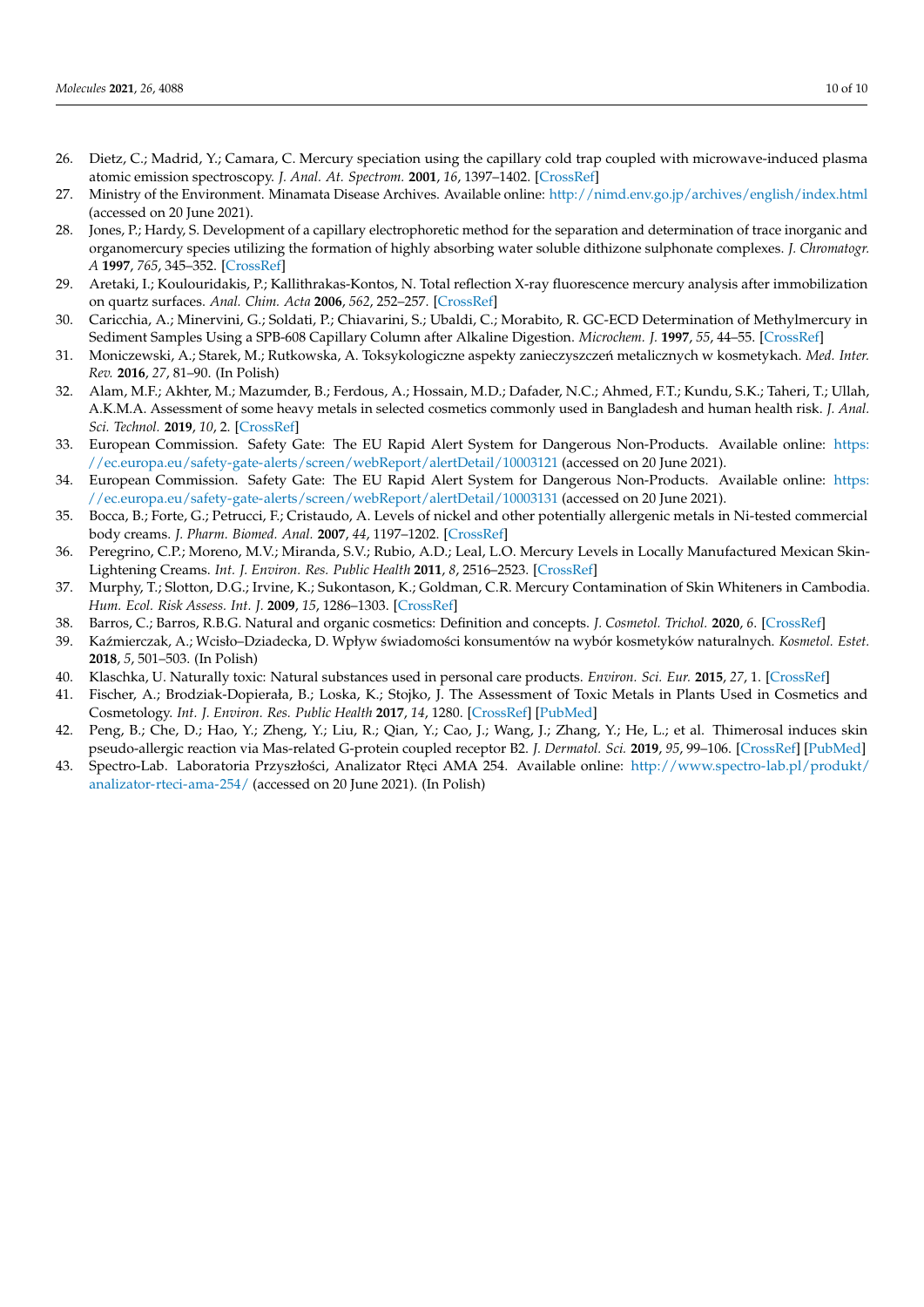26. Dietz, C.; Madrid, Y.; Camara, C. Mercury speciation using the capillary cold trap coupled with microwave-induced plasma atomic emission spectroscopy. *J. Anal. At. Spectrom.* **2001**, *16*, 1397–1402. [CrossRef]
27. Ministry of the Environment. Minamata Disease Archives. Available online: http://nimd.env.go.jp/archives/english/index.html (accessed on 20 June 2021).
28. Jones, P.; Hardy, S. Development of a capillary electrophoretic method for the separation and determination of trace inorganic and organomercury species utilizing the formation of highly absorbing water soluble dithizone sulphonate complexes. *J. Chromatogr. A* **1997**, *765*, 345–352. [CrossRef]
29. Aretaki, I.; Koulouridakis, P.; Kallithrakas-Kontos, N. Total reflection X-ray fluorescence mercury analysis after immobilization on quartz surfaces. *Anal. Chim. Acta* **2006**, *562*, 252–257. [CrossRef]
30. Caricchia, A.; Minervini, G.; Soldati, P.; Chiavarini, S.; Ubaldi, C.; Morabito, R. GC-ECD Determination of Methylmercury in Sediment Samples Using a SPB-608 Capillary Column after Alkaline Digestion. *Microchem. J.* **1997**, *55*, 44–55. [CrossRef]
31. Moniczewski, A.; Starek, M.; Rutkowska, A. Toksykologiczne aspekty zanieczyszczeń metalicznych w kosmetykach. *Med. Inter. Rev.* **2016**, *27*, 81–90. (In Polish)
32. Alam, M.F.; Akhter, M.; Mazumder, B.; Ferdous, A.; Hossain, M.D.; Dafader, N.C.; Ahmed, F.T.; Kundu, S.K.; Taheri, T.; Ullah, A.K.M.A. Assessment of some heavy metals in selected cosmetics commonly used in Bangladesh and human health risk. *J. Anal. Sci. Technol.* **2019**, *10*, 2. [CrossRef]
33. European Commission. Safety Gate: The EU Rapid Alert System for Dangerous Non-Products. Available online: https://ec.europa.eu/safety-gate-alerts/screen/webReport/alertDetail/10003121 (accessed on 20 June 2021).
34. European Commission. Safety Gate: The EU Rapid Alert System for Dangerous Non-Products. Available online: https://ec.europa.eu/safety-gate-alerts/screen/webReport/alertDetail/10003131 (accessed on 20 June 2021).
35. Bocca, B.; Forte, G.; Petrucci, F.; Cristaudo, A. Levels of nickel and other potentially allergenic metals in Ni-tested commercial body creams. *J. Pharm. Biomed. Anal.* **2007**, *44*, 1197–1202. [CrossRef]
36. Peregrino, C.P.; Moreno, M.V.; Miranda, S.V.; Rubio, A.D.; Leal, L.O. Mercury Levels in Locally Manufactured Mexican Skin-Lightening Creams. *Int. J. Environ. Res. Public Health* **2011**, *8*, 2516–2523. [CrossRef]
37. Murphy, T.; Slotton, D.G.; Irvine, K.; Sukontason, K.; Goldman, C.R. Mercury Contamination of Skin Whiteners in Cambodia. *Hum. Ecol. Risk Assess. Int. J.* **2009**, *15*, 1286–1303. [CrossRef]
38. Barros, C.; Barros, R.B.G. Natural and organic cosmetics: Definition and concepts. *J. Cosmetol. Trichol.* **2020**, *6*. [CrossRef]
39. Kaźmierczak, A.; Wcisło–Dziadecka, D. Wpływ świadomości konsumentów na wybór kosmetyków naturalnych. *Kosmetol. Estet.* **2018**, *5*, 501–503. (In Polish)
40. Klaschka, U. Naturally toxic: Natural substances used in personal care products. *Environ. Sci. Eur.* **2015**, *27*, 1. [CrossRef]
41. Fischer, A.; Brodziak-Dopierała, B.; Loska, K.; Stojko, J. The Assessment of Toxic Metals in Plants Used in Cosmetics and Cosmetology. *Int. J. Environ. Res. Public Health* **2017**, *14*, 1280. [CrossRef] [PubMed]
42. Peng, B.; Che, D.; Hao, Y.; Zheng, Y.; Liu, R.; Qian, Y.; Cao, J.; Wang, J.; Zhang, Y.; He, L.; et al. Thimerosal induces skin pseudo-allergic reaction via Mas-related G-protein coupled receptor B2. *J. Dermatol. Sci.* **2019**, *95*, 99–106. [CrossRef] [PubMed]
43. Spectro-Lab. Laboratoria Przyszłości, Analizator Rtęci AMA 254. Available online: http://www.spectro-lab.pl/produkt/analizator-rteci-ama-254/ (accessed on 20 June 2021). (In Polish)